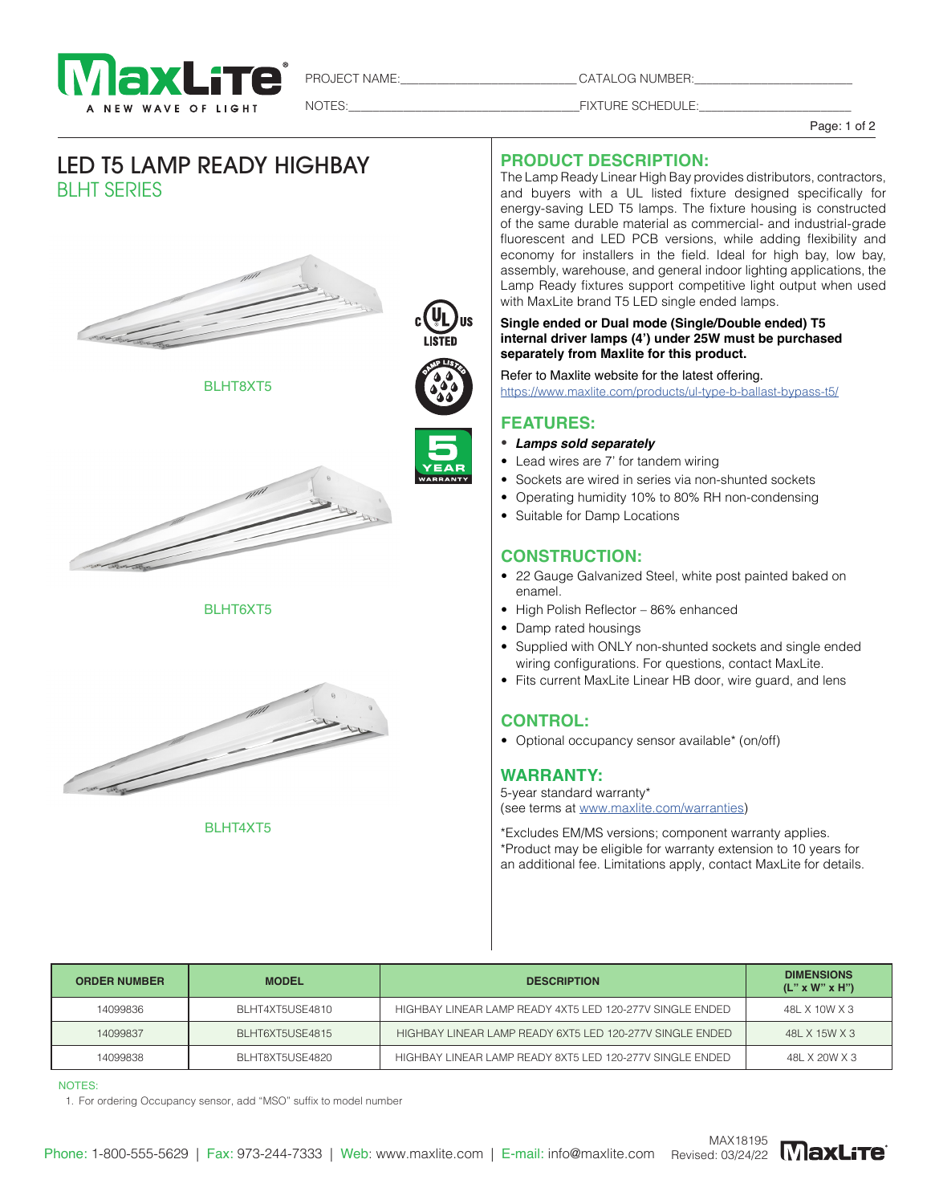PROJECT NAME:\_\_\_\_\_\_\_\_\_\_ CATALOG NUMBER:\_\_\_\_\_\_\_\_\_\_

NOTES:\_\_\_\_\_\_\_\_\_\_ FIXTURE SCHEDULE:\_\_\_\_\_\_\_\_\_\_

# LED T5 LAMP READY HIGHBAY

## BLHT SERIES

BLHT8XT5

BLHT6XT5

BLHT4XT5

## PRODUCT DESCRIPTION:

The Lamp Ready Linear High Bay provides distributors, contractors, and buyers with a UL listed fixture designed specifically for energy-saving LED T5 lamps. The fixture housing is constructed of the same durable material as commercial- and industrial-grade fluorescent and LED PCB versions, while adding flexibility and economy for installers in the field. Ideal for high bay, low bay, assembly, warehouse, and general indoor lighting applications, the Lamp Ready fixtures support competitive light output when used with MaxLite brand T5 LED single ended lamps.

**Single ended or Dual mode (Single/Double ended) T5 internal driver lamps (4') under 25W must be purchased separately from Maxlite for this product.**

Refer to Maxlite website for the latest offering.
https://www.maxlite.com/products/ul-type-b-ballast-bypass-t5/

## FEATURES:

- ***Lamps sold separately***
- Lead wires are 7' for tandem wiring
- Sockets are wired in series via non-shunted sockets
- Operating humidity 10% to 80% RH non-condensing
- Suitable for Damp Locations

## CONSTRUCTION:

- 22 Gauge Galvanized Steel, white post painted baked on enamel.
- High Polish Reflector – 86% enhanced
- Damp rated housings
- Supplied with ONLY non-shunted sockets and single ended wiring configurations. For questions, contact MaxLite.
- Fits current MaxLite Linear HB door, wire guard, and lens

## CONTROL:

- Optional occupancy sensor available* (on/off)

## WARRANTY:

5-year standard warranty*
(see terms at www.maxlite.com/warranties)

*Excludes EM/MS versions; component warranty applies.
*Product may be eligible for warranty extension to 10 years for an additional fee. Limitations apply, contact MaxLite for details.

| ORDER NUMBER | MODEL | DESCRIPTION | DIMENSIONS (L" x W" x H") |
|---|---|---|---|
| 14099836 | BLHT4XT5USE4810 | HIGHBAY LINEAR LAMP READY 4XT5 LED 120-277V SINGLE ENDED | 48L X 10W X 3 |
| 14099837 | BLHT6XT5USE4815 | HIGHBAY LINEAR LAMP READY 6XT5 LED 120-277V SINGLE ENDED | 48L X 15W X 3 |
| 14099838 | BLHT8XT5USE4820 | HIGHBAY LINEAR LAMP READY 8XT5 LED 120-277V SINGLE ENDED | 48L X 20W X 3 |

NOTES:

1. For ordering Occupancy sensor, add "MSO" suffix to model number

Phone: 1-800-555-5629 | Fax: 973-244-7333 | Web: www.maxlite.com | E-mail: info@maxlite.com

MAX18195
Revised: 03/24/22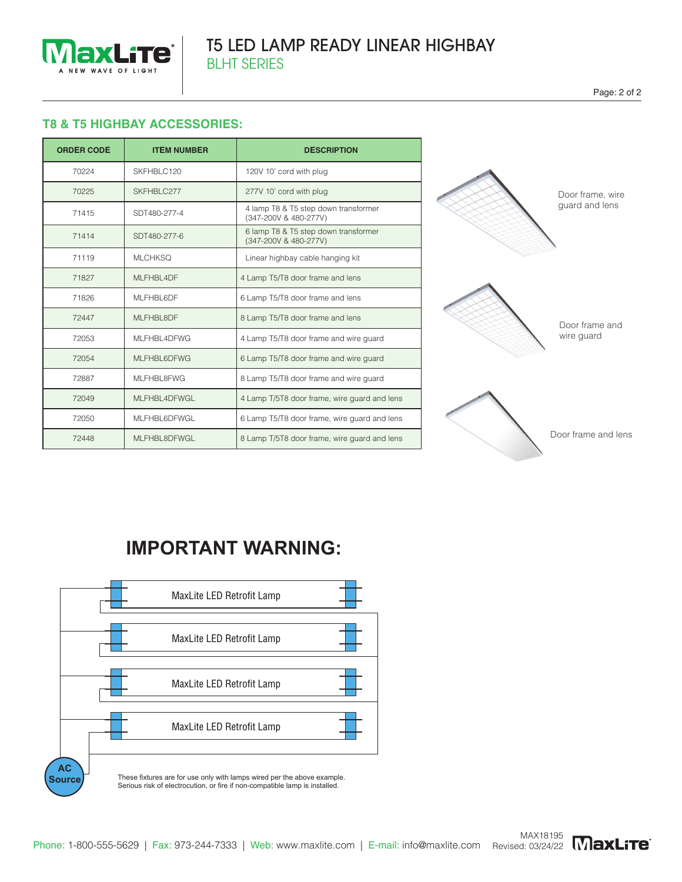## T8 & T5 HIGHBAY ACCESSORIES:

| ORDER CODE | ITEM NUMBER | DESCRIPTION |
|---|---|---|
| 70224 | SKFHBLC120 | 120V 10' cord with plug |
| 70225 | SKFHBLC277 | 277V 10' cord with plug |
| 71415 | SDT480-277-4 | 4 lamp T8 & T5 step down transformer (347-200V & 480-277V) |
| 71414 | SDT480-277-6 | 6 lamp T8 & T5 step down transformer (347-200V & 480-277V) |
| 71119 | MLCHKSQ | Linear highbay cable hanging kit |
| 71827 | MLFHBL4DF | 4 Lamp T5/T8 door frame and lens |
| 71826 | MLFHBL6DF | 6 Lamp T5/T8 door frame and lens |
| 72447 | MLFHBL8DF | 8 Lamp T5/T8 door frame and lens |
| 72053 | MLFHBL4DFWG | 4 Lamp T5/T8 door frame and wire guard |
| 72054 | MLFHBL6DFWG | 6 Lamp T5/T8 door frame and wire guard |
| 72887 | MLFHBL8FWG | 8 Lamp T5/T8 door frame and wire guard |
| 72049 | MLFHBL4DFWGL | 4 Lamp T/5T8 door frame, wire guard and lens |
| 72050 | MLFHBL6DFWGL | 6 Lamp T5/T8 door frame, wire guard and lens |
| 72448 | MLFHBL8DFWGL | 8 Lamp T/5T8 door frame, wire guard and lens |

Door frame, wire guard and lens

Door frame and wire guard

Door frame and lens

## IMPORTANT WARNING:

MaxLite LED Retrofit Lamp

MaxLite LED Retrofit Lamp

MaxLite LED Retrofit Lamp

MaxLite LED Retrofit Lamp

AC Source

These fixtures are for use only with lamps wired per the above example.
Serious risk of electrocution, or fire if non-compatible lamp is installed.

Phone: 1-800-555-5629 | Fax: 973-244-7333 | Web: www.maxlite.com | E-mail: info@maxlite.com

MAX18195
Revised: 03/24/22